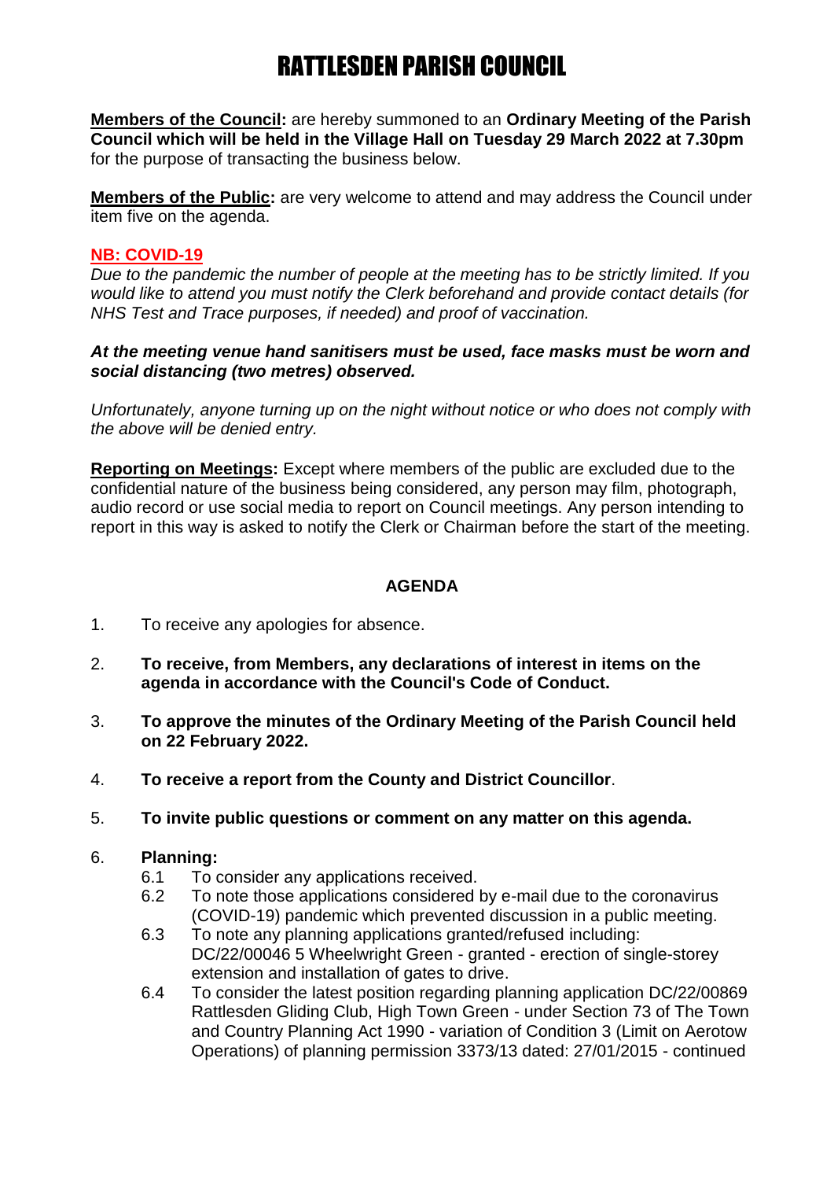# RATTLESDEN PARISH COUNCIL

**Members of the Council:** are hereby summoned to an **Ordinary Meeting of the Parish Council which will be held in the Village Hall on Tuesday 29 March 2022 at 7.30pm** for the purpose of transacting the business below.

**Members of the Public:** are very welcome to attend and may address the Council under item five on the agenda.

**NB: COVID-19**

*Due to the pandemic the number of people at the meeting has to be strictly limited. If you would like to attend you must notify the Clerk beforehand and provide contact details (for NHS Test and Trace purposes, if needed) and proof of vaccination.*

***At the meeting venue hand sanitisers must be used, face masks must be worn and social distancing (two metres) observed.***

*Unfortunately, anyone turning up on the night without notice or who does not comply with the above will be denied entry.*

**Reporting on Meetings:** Except where members of the public are excluded due to the confidential nature of the business being considered, any person may film, photograph, audio record or use social media to report on Council meetings. Any person intending to report in this way is asked to notify the Clerk or Chairman before the start of the meeting.

## AGENDA

1. To receive any apologies for absence.
2. **To receive, from Members, any declarations of interest in items on the agenda in accordance with the Council's Code of Conduct.**
3. **To approve the minutes of the Ordinary Meeting of the Parish Council held on 22 February 2022.**
4. **To receive a report from the County and District Councillor**.
5. **To invite public questions or comment on any matter on this agenda.**
6. **Planning:**
   - 6.1 To consider any applications received.
   - 6.2 To note those applications considered by e-mail due to the coronavirus (COVID-19) pandemic which prevented discussion in a public meeting.
   - 6.3 To note any planning applications granted/refused including: DC/22/00046 5 Wheelwright Green - granted - erection of single-storey extension and installation of gates to drive.
   - 6.4 To consider the latest position regarding planning application DC/22/00869 Rattlesden Gliding Club, High Town Green - under Section 73 of The Town and Country Planning Act 1990 - variation of Condition 3 (Limit on Aerotow Operations) of planning permission 3373/13 dated: 27/01/2015 - continued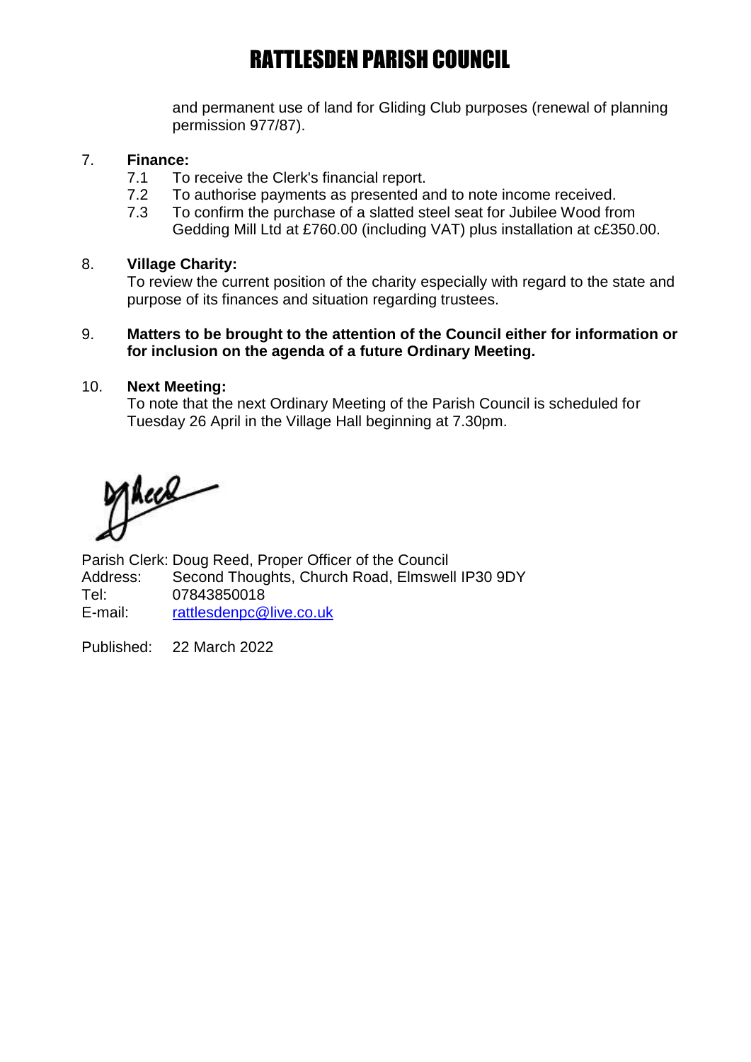and permanent use of land for Gliding Club purposes (renewal of planning permission 977/87).

7. **Finance:**
   7.1 To receive the Clerk's financial report.
   7.2 To authorise payments as presented and to note income received.
   7.3 To confirm the purchase of a slatted steel seat for Jubilee Wood from Gedding Mill Ltd at £760.00 (including VAT) plus installation at c£350.00.

8. **Village Charity:**
   To review the current position of the charity especially with regard to the state and purpose of its finances and situation regarding trustees.

9. **Matters to be brought to the attention of the Council either for information or for inclusion on the agenda of a future Ordinary Meeting.**

10. **Next Meeting:**
    To note that the next Ordinary Meeting of the Parish Council is scheduled for Tuesday 26 April in the Village Hall beginning at 7.30pm.

Parish Clerk: Doug Reed, Proper Officer of the Council
Address: Second Thoughts, Church Road, Elmswell IP30 9DY
Tel: 07843850018
E-mail: rattlesdenpc@live.co.uk

Published: 22 March 2022